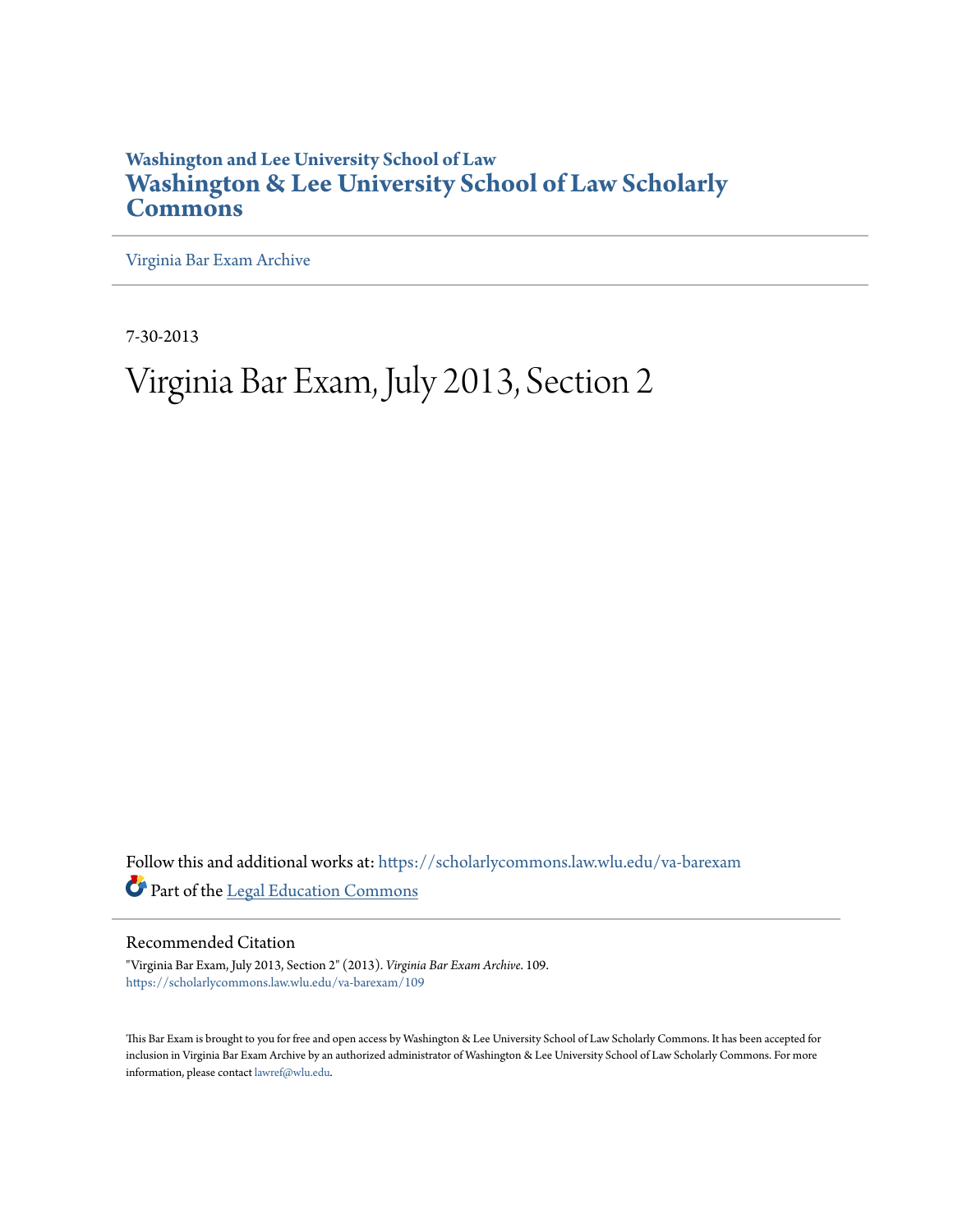Washington and Lee University School of Law

# Washington & Lee University School of Law Scholarly Commons

Virginia Bar Exam Archive

7-30-2013

# Virginia Bar Exam, July 2013, Section 2

Follow this and additional works at: https://scholarlycommons.law.wlu.edu/va-barexam

Part of the Legal Education Commons

## Recommended Citation

"Virginia Bar Exam, July 2013, Section 2" (2013). *Virginia Bar Exam Archive*. 109.
https://scholarlycommons.law.wlu.edu/va-barexam/109

This Bar Exam is brought to you for free and open access by Washington & Lee University School of Law Scholarly Commons. It has been accepted for inclusion in Virginia Bar Exam Archive by an authorized administrator of Washington & Lee University School of Law Scholarly Commons. For more information, please contact lawref@wlu.edu.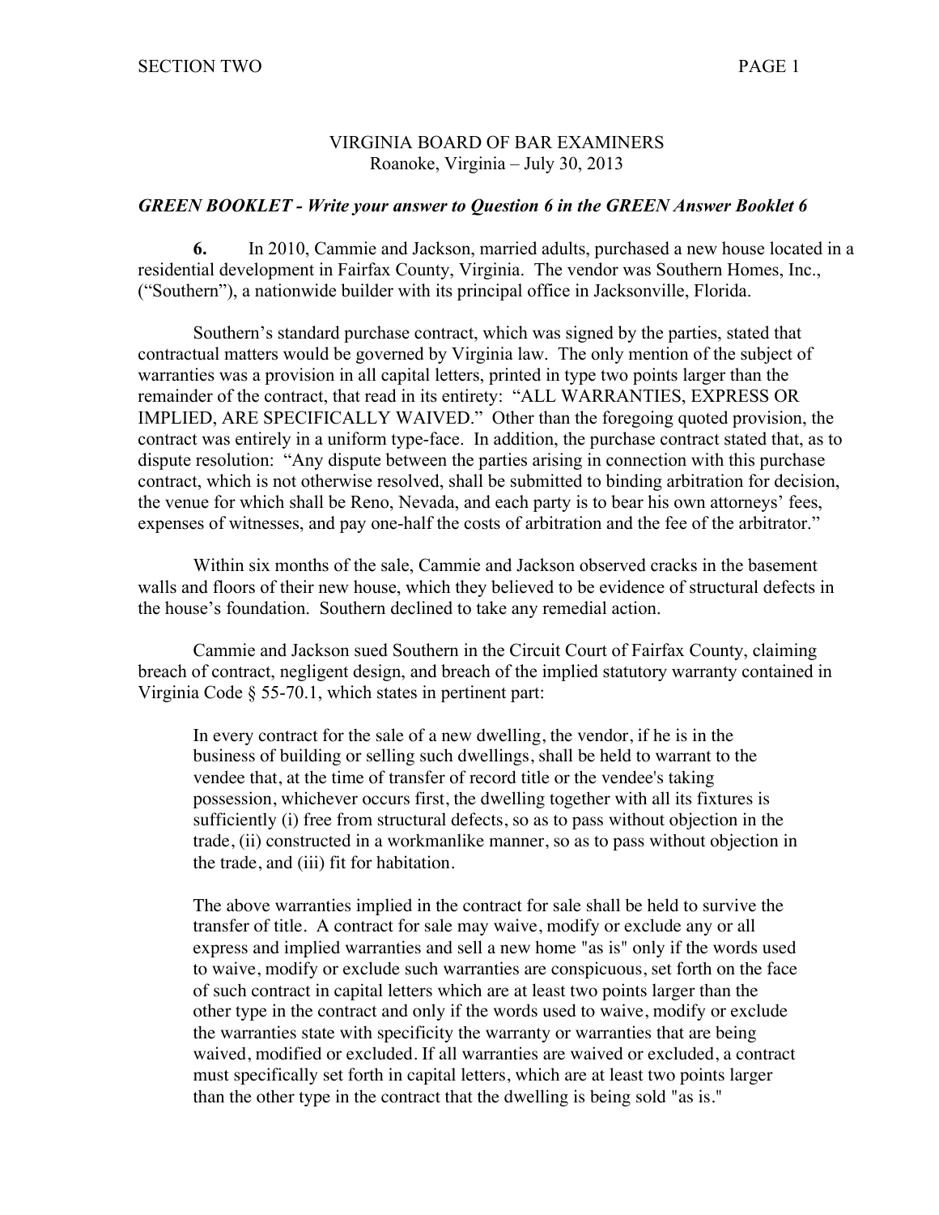VIRGINIA BOARD OF BAR EXAMINERS
Roanoke, Virginia – July 30, 2013

***GREEN BOOKLET - Write your answer to Question 6 in the GREEN Answer Booklet 6***

**6.** In 2010, Cammie and Jackson, married adults, purchased a new house located in a residential development in Fairfax County, Virginia. The vendor was Southern Homes, Inc., ("Southern"), a nationwide builder with its principal office in Jacksonville, Florida.

Southern's standard purchase contract, which was signed by the parties, stated that contractual matters would be governed by Virginia law. The only mention of the subject of warranties was a provision in all capital letters, printed in type two points larger than the remainder of the contract, that read in its entirety: "ALL WARRANTIES, EXPRESS OR IMPLIED, ARE SPECIFICALLY WAIVED." Other than the foregoing quoted provision, the contract was entirely in a uniform type-face. In addition, the purchase contract stated that, as to dispute resolution: "Any dispute between the parties arising in connection with this purchase contract, which is not otherwise resolved, shall be submitted to binding arbitration for decision, the venue for which shall be Reno, Nevada, and each party is to bear his own attorneys' fees, expenses of witnesses, and pay one-half the costs of arbitration and the fee of the arbitrator."

Within six months of the sale, Cammie and Jackson observed cracks in the basement walls and floors of their new house, which they believed to be evidence of structural defects in the house's foundation. Southern declined to take any remedial action.

Cammie and Jackson sued Southern in the Circuit Court of Fairfax County, claiming breach of contract, negligent design, and breach of the implied statutory warranty contained in Virginia Code § 55-70.1, which states in pertinent part:

> In every contract for the sale of a new dwelling, the vendor, if he is in the business of building or selling such dwellings, shall be held to warrant to the vendee that, at the time of transfer of record title or the vendee's taking possession, whichever occurs first, the dwelling together with all its fixtures is sufficiently (i) free from structural defects, so as to pass without objection in the trade, (ii) constructed in a workmanlike manner, so as to pass without objection in the trade, and (iii) fit for habitation.
>
> The above warranties implied in the contract for sale shall be held to survive the transfer of title. A contract for sale may waive, modify or exclude any or all express and implied warranties and sell a new home "as is" only if the words used to waive, modify or exclude such warranties are conspicuous, set forth on the face of such contract in capital letters which are at least two points larger than the other type in the contract and only if the words used to waive, modify or exclude the warranties state with specificity the warranty or warranties that are being waived, modified or excluded. If all warranties are waived or excluded, a contract must specifically set forth in capital letters, which are at least two points larger than the other type in the contract that the dwelling is being sold "as is."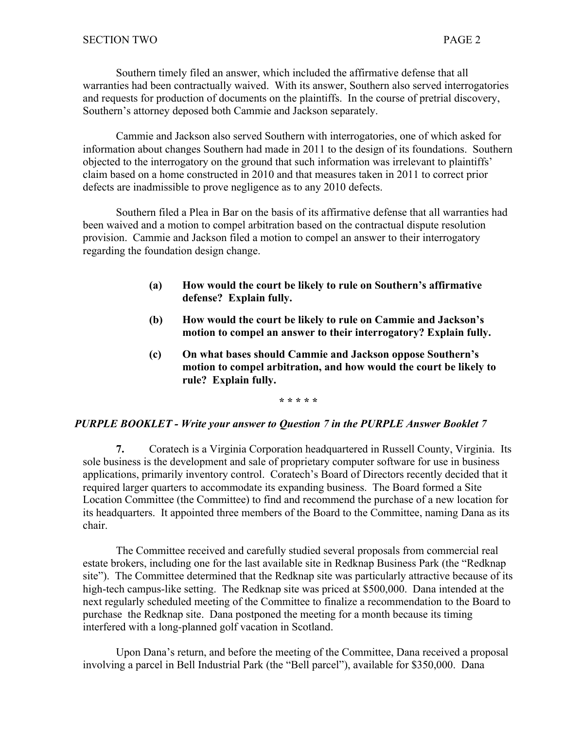Southern timely filed an answer, which included the affirmative defense that all warranties had been contractually waived. With its answer, Southern also served interrogatories and requests for production of documents on the plaintiffs. In the course of pretrial discovery, Southern's attorney deposed both Cammie and Jackson separately.

Cammie and Jackson also served Southern with interrogatories, one of which asked for information about changes Southern had made in 2011 to the design of its foundations. Southern objected to the interrogatory on the ground that such information was irrelevant to plaintiffs' claim based on a home constructed in 2010 and that measures taken in 2011 to correct prior defects are inadmissible to prove negligence as to any 2010 defects.

Southern filed a Plea in Bar on the basis of its affirmative defense that all warranties had been waived and a motion to compel arbitration based on the contractual dispute resolution provision. Cammie and Jackson filed a motion to compel an answer to their interrogatory regarding the foundation design change.

> **(a) How would the court be likely to rule on Southern's affirmative defense? Explain fully.**
>
> **(b) How would the court be likely to rule on Cammie and Jackson's motion to compel an answer to their interrogatory? Explain fully.**
>
> **(c) On what bases should Cammie and Jackson oppose Southern's motion to compel arbitration, and how would the court be likely to rule? Explain fully.**

**\* \* \* \* \***

***PURPLE BOOKLET - Write your answer to Question 7 in the PURPLE Answer Booklet 7***

**7.** Coratech is a Virginia Corporation headquartered in Russell County, Virginia. Its sole business is the development and sale of proprietary computer software for use in business applications, primarily inventory control. Coratech's Board of Directors recently decided that it required larger quarters to accommodate its expanding business. The Board formed a Site Location Committee (the Committee) to find and recommend the purchase of a new location for its headquarters. It appointed three members of the Board to the Committee, naming Dana as its chair.

The Committee received and carefully studied several proposals from commercial real estate brokers, including one for the last available site in Redknap Business Park (the "Redknap site"). The Committee determined that the Redknap site was particularly attractive because of its high-tech campus-like setting. The Redknap site was priced at $500,000. Dana intended at the next regularly scheduled meeting of the Committee to finalize a recommendation to the Board to purchase the Redknap site. Dana postponed the meeting for a month because its timing interfered with a long-planned golf vacation in Scotland.

Upon Dana's return, and before the meeting of the Committee, Dana received a proposal involving a parcel in Bell Industrial Park (the "Bell parcel"), available for $350,000. Dana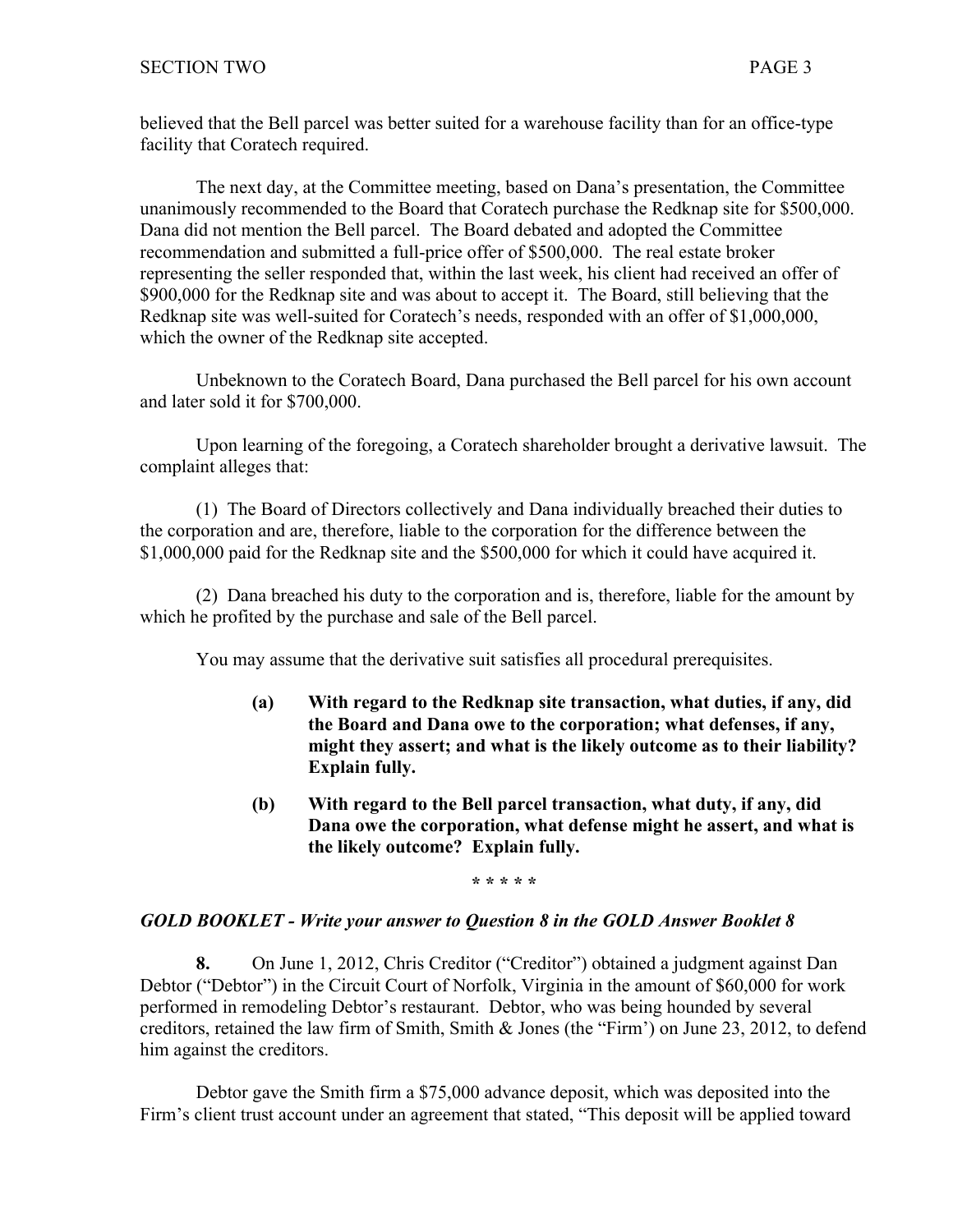believed that the Bell parcel was better suited for a warehouse facility than for an office-type facility that Coratech required.

The next day, at the Committee meeting, based on Dana's presentation, the Committee unanimously recommended to the Board that Coratech purchase the Redknap site for $500,000. Dana did not mention the Bell parcel. The Board debated and adopted the Committee recommendation and submitted a full-price offer of $500,000. The real estate broker representing the seller responded that, within the last week, his client had received an offer of $900,000 for the Redknap site and was about to accept it. The Board, still believing that the Redknap site was well-suited for Coratech's needs, responded with an offer of $1,000,000, which the owner of the Redknap site accepted.

Unbeknown to the Coratech Board, Dana purchased the Bell parcel for his own account and later sold it for $700,000.

Upon learning of the foregoing, a Coratech shareholder brought a derivative lawsuit. The complaint alleges that:

(1) The Board of Directors collectively and Dana individually breached their duties to the corporation and are, therefore, liable to the corporation for the difference between the $1,000,000 paid for the Redknap site and the $500,000 for which it could have acquired it.

(2) Dana breached his duty to the corporation and is, therefore, liable for the amount by which he profited by the purchase and sale of the Bell parcel.

You may assume that the derivative suit satisfies all procedural prerequisites.

> **(a) With regard to the Redknap site transaction, what duties, if any, did the Board and Dana owe to the corporation; what defenses, if any, might they assert; and what is the likely outcome as to their liability? Explain fully.**
>
> **(b) With regard to the Bell parcel transaction, what duty, if any, did Dana owe the corporation, what defense might he assert, and what is the likely outcome? Explain fully.**

**\* \* \* \* \***

***GOLD BOOKLET - Write your answer to Question 8 in the GOLD Answer Booklet 8***

**8.** On June 1, 2012, Chris Creditor ("Creditor") obtained a judgment against Dan Debtor ("Debtor") in the Circuit Court of Norfolk, Virginia in the amount of $60,000 for work performed in remodeling Debtor's restaurant. Debtor, who was being hounded by several creditors, retained the law firm of Smith, Smith & Jones (the "Firm') on June 23, 2012, to defend him against the creditors.

Debtor gave the Smith firm a $75,000 advance deposit, which was deposited into the Firm's client trust account under an agreement that stated, "This deposit will be applied toward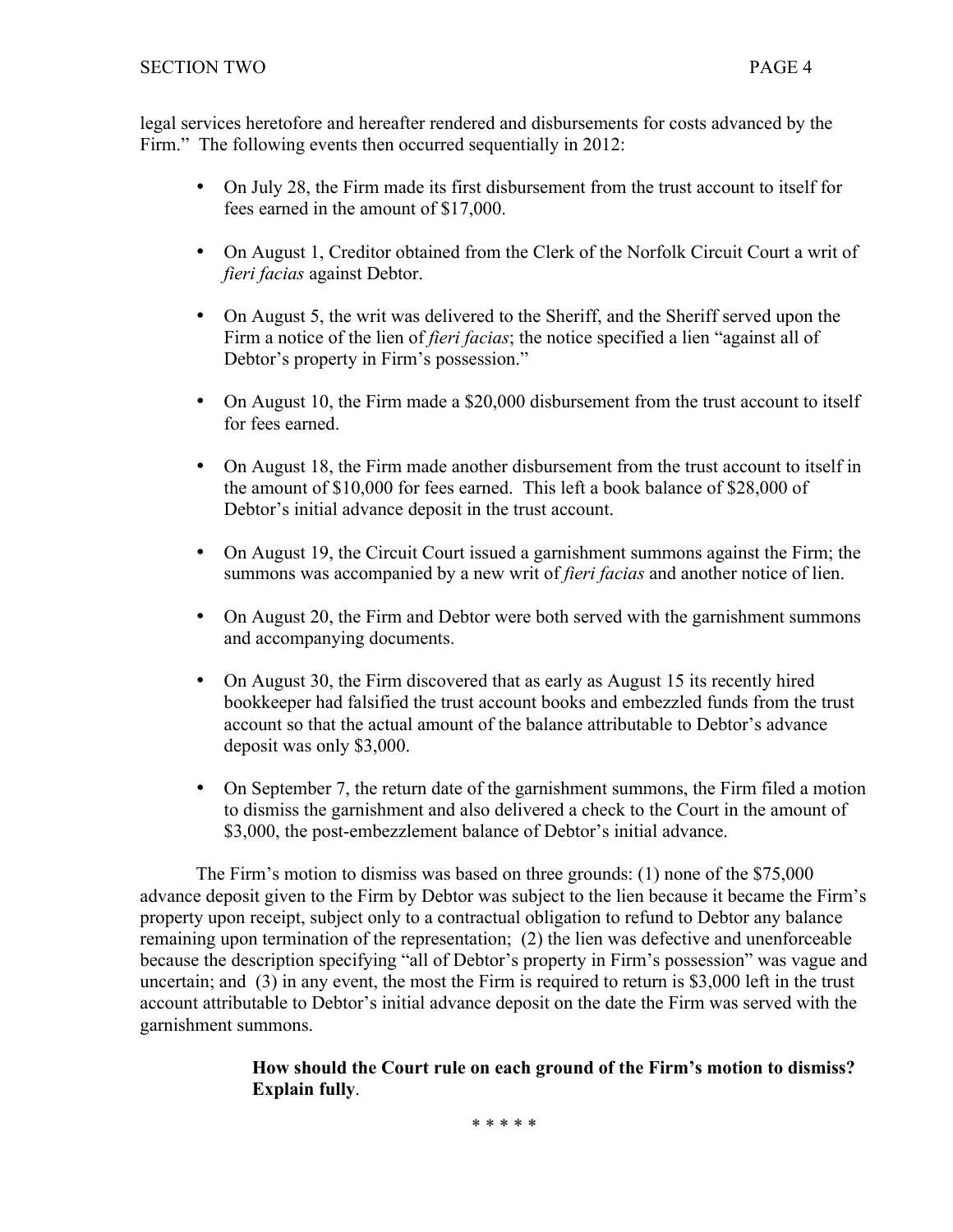legal services heretofore and hereafter rendered and disbursements for costs advanced by the Firm." The following events then occurred sequentially in 2012:

- On July 28, the Firm made its first disbursement from the trust account to itself for fees earned in the amount of $17,000.

- On August 1, Creditor obtained from the Clerk of the Norfolk Circuit Court a writ of *fieri facias* against Debtor.

- On August 5, the writ was delivered to the Sheriff, and the Sheriff served upon the Firm a notice of the lien of *fieri facias*; the notice specified a lien "against all of Debtor's property in Firm's possession."

- On August 10, the Firm made a $20,000 disbursement from the trust account to itself for fees earned.

- On August 18, the Firm made another disbursement from the trust account to itself in the amount of $10,000 for fees earned. This left a book balance of $28,000 of Debtor's initial advance deposit in the trust account.

- On August 19, the Circuit Court issued a garnishment summons against the Firm; the summons was accompanied by a new writ of *fieri facias* and another notice of lien.

- On August 20, the Firm and Debtor were both served with the garnishment summons and accompanying documents.

- On August 30, the Firm discovered that as early as August 15 its recently hired bookkeeper had falsified the trust account books and embezzled funds from the trust account so that the actual amount of the balance attributable to Debtor's advance deposit was only $3,000.

- On September 7, the return date of the garnishment summons, the Firm filed a motion to dismiss the garnishment and also delivered a check to the Court in the amount of $3,000, the post-embezzlement balance of Debtor's initial advance.

The Firm's motion to dismiss was based on three grounds: (1) none of the $75,000 advance deposit given to the Firm by Debtor was subject to the lien because it became the Firm's property upon receipt, subject only to a contractual obligation to refund to Debtor any balance remaining upon termination of the representation; (2) the lien was defective and unenforceable because the description specifying "all of Debtor's property in Firm's possession" was vague and uncertain; and (3) in any event, the most the Firm is required to return is $3,000 left in the trust account attributable to Debtor's initial advance deposit on the date the Firm was served with the garnishment summons.

> **How should the Court rule on each ground of the Firm's motion to dismiss? Explain fully**.

\* \* \* \* \*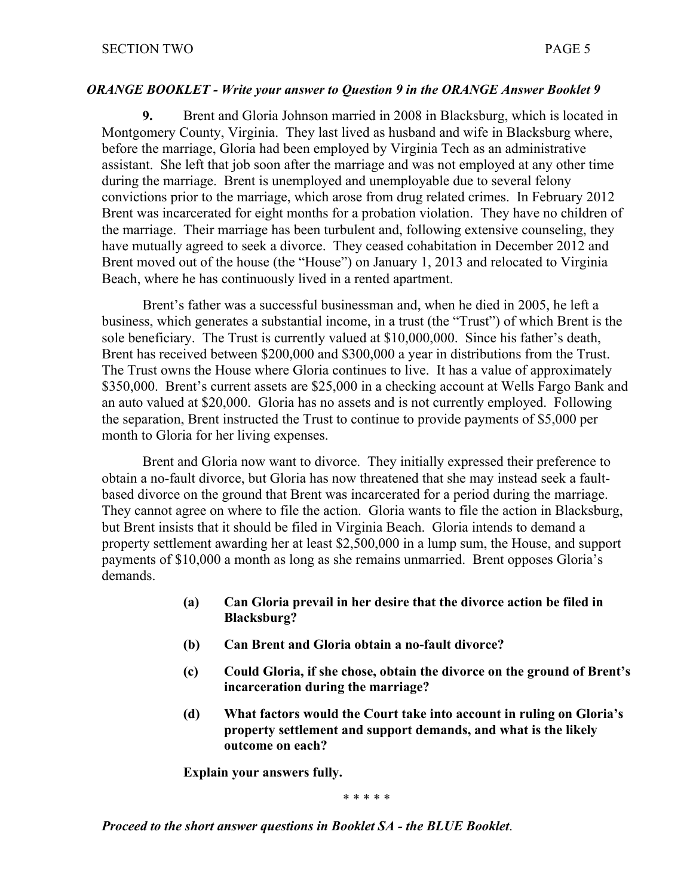***ORANGE BOOKLET - Write your answer to Question 9 in the ORANGE Answer Booklet 9***

**9.** Brent and Gloria Johnson married in 2008 in Blacksburg, which is located in Montgomery County, Virginia. They last lived as husband and wife in Blacksburg where, before the marriage, Gloria had been employed by Virginia Tech as an administrative assistant. She left that job soon after the marriage and was not employed at any other time during the marriage. Brent is unemployed and unemployable due to several felony convictions prior to the marriage, which arose from drug related crimes. In February 2012 Brent was incarcerated for eight months for a probation violation. They have no children of the marriage. Their marriage has been turbulent and, following extensive counseling, they have mutually agreed to seek a divorce. They ceased cohabitation in December 2012 and Brent moved out of the house (the "House") on January 1, 2013 and relocated to Virginia Beach, where he has continuously lived in a rented apartment.

Brent's father was a successful businessman and, when he died in 2005, he left a business, which generates a substantial income, in a trust (the "Trust") of which Brent is the sole beneficiary. The Trust is currently valued at $10,000,000. Since his father's death, Brent has received between $200,000 and $300,000 a year in distributions from the Trust. The Trust owns the House where Gloria continues to live. It has a value of approximately $350,000. Brent's current assets are $25,000 in a checking account at Wells Fargo Bank and an auto valued at $20,000. Gloria has no assets and is not currently employed. Following the separation, Brent instructed the Trust to continue to provide payments of $5,000 per month to Gloria for her living expenses.

Brent and Gloria now want to divorce. They initially expressed their preference to obtain a no-fault divorce, but Gloria has now threatened that she may instead seek a fault-based divorce on the ground that Brent was incarcerated for a period during the marriage. They cannot agree on where to file the action. Gloria wants to file the action in Blacksburg, but Brent insists that it should be filed in Virginia Beach. Gloria intends to demand a property settlement awarding her at least $2,500,000 in a lump sum, the House, and support payments of $10,000 a month as long as she remains unmarried. Brent opposes Gloria's demands.

> **(a) Can Gloria prevail in her desire that the divorce action be filed in Blacksburg?**
>
> **(b) Can Brent and Gloria obtain a no-fault divorce?**
>
> **(c) Could Gloria, if she chose, obtain the divorce on the ground of Brent's incarceration during the marriage?**
>
> **(d) What factors would the Court take into account in ruling on Gloria's property settlement and support demands, and what is the likely outcome on each?**
>
> **Explain your answers fully.**

\* \* \* \* \*

***Proceed to the short answer questions in Booklet SA - the BLUE Booklet.***